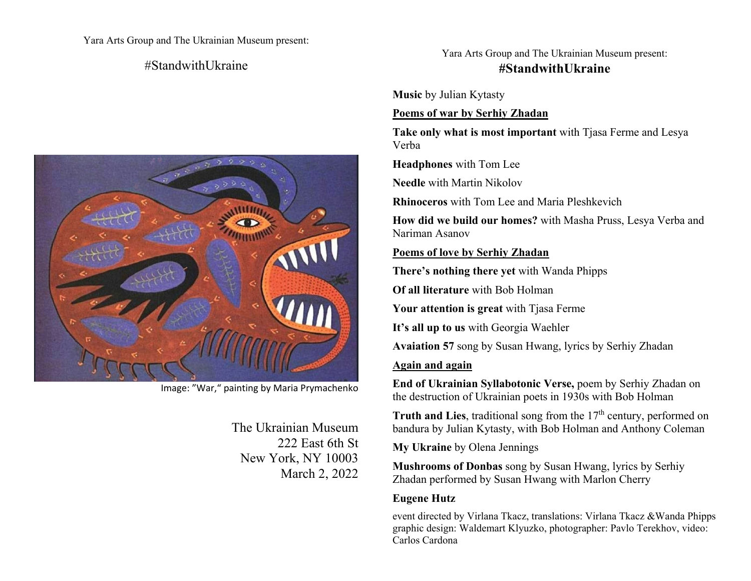Yara Arts Group and The Ukrainian Museum present:

# #StandwithUkraine

Image: "War," painting by Maria Prymachenko

The Ukrainian Museum
222 East 6th St
New York, NY 10003
March 2, 2022

Yara Arts Group and The Ukrainian Museum present:

## #StandwithUkraine

**Music** by Julian Kytasty

**Poems of war by Serhiy Zhadan**

**Take only what is most important** with Tjasa Ferme and Lesya Verba

**Headphones** with Tom Lee

**Needle** with Martin Nikolov

**Rhinoceros** with Tom Lee and Maria Pleshkevich

**How did we build our homes?** with Masha Pruss, Lesya Verba and Nariman Asanov

**Poems of love by Serhiy Zhadan**

**There's nothing there yet** with Wanda Phipps

**Of all literature** with Bob Holman

**Your attention is great** with Tjasa Ferme

**It's all up to us** with Georgia Waehler

**Avaiation 57** song by Susan Hwang, lyrics by Serhiy Zhadan

**Again and again**

**End of Ukrainian Syllabotonic Verse,** poem by Serhiy Zhadan on the destruction of Ukrainian poets in 1930s with Bob Holman

**Truth and Lies**, traditional song from the 17th century, performed on bandura by Julian Kytasty, with Bob Holman and Anthony Coleman

**My Ukraine** by Olena Jennings

**Mushrooms of Donbas** song by Susan Hwang, lyrics by Serhiy Zhadan performed by Susan Hwang with Marlon Cherry

**Eugene Hutz**

event directed by Virlana Tkacz, translations: Virlana Tkacz &Wanda Phipps graphic design: Waldemart Klyuzko, photographer: Pavlo Terekhov, video: Carlos Cardona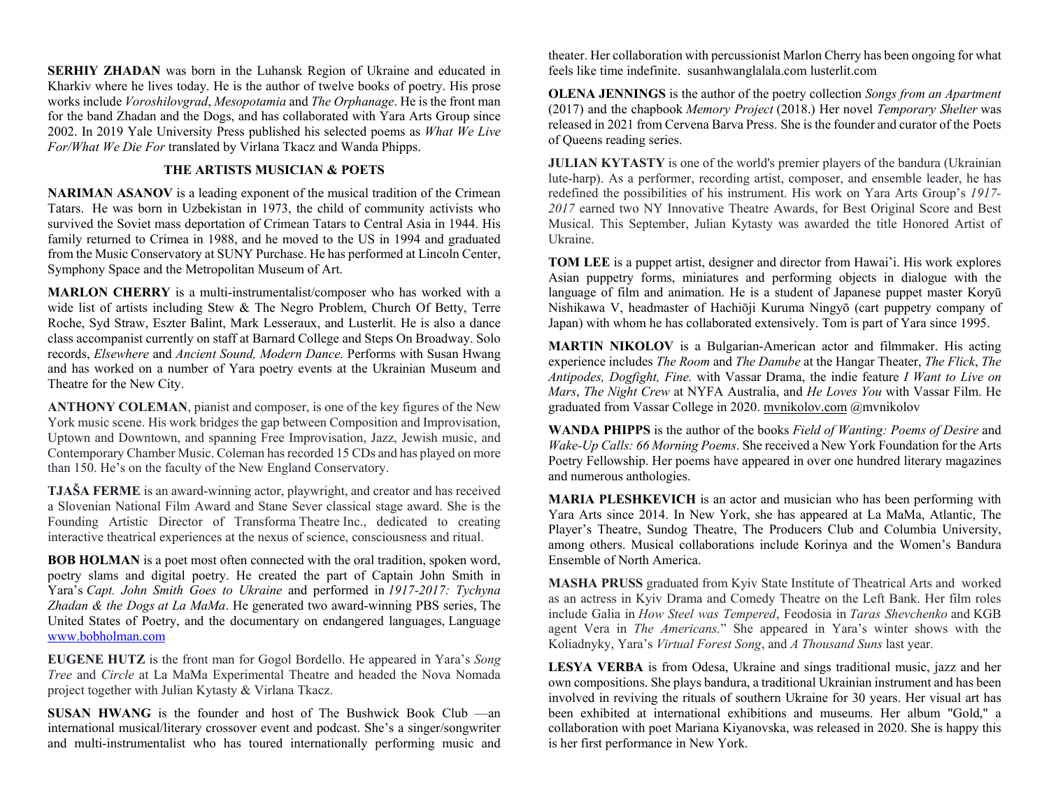**SERHIY ZHADAN** was born in the Luhansk Region of Ukraine and educated in Kharkiv where he lives today. He is the author of twelve books of poetry. His prose works include *Voroshilovgrad*, *Mesopotamia* and *The Orphanage*. He is the front man for the band Zhadan and the Dogs, and has collaborated with Yara Arts Group since 2002. In 2019 Yale University Press published his selected poems as *What We Live For/What We Die For* translated by Virlana Tkacz and Wanda Phipps.

## THE ARTISTS MUSICIAN & POETS

**NARIMAN ASANOV** is a leading exponent of the musical tradition of the Crimean Tatars. He was born in Uzbekistan in 1973, the child of community activists who survived the Soviet mass deportation of Crimean Tatars to Central Asia in 1944. His family returned to Crimea in 1988, and he moved to the US in 1994 and graduated from the Music Conservatory at SUNY Purchase. He has performed at Lincoln Center, Symphony Space and the Metropolitan Museum of Art.

**MARLON CHERRY** is a multi-instrumentalist/composer who has worked with a wide list of artists including Stew & The Negro Problem, Church Of Betty, Terre Roche, Syd Straw, Eszter Balint, Mark Lesseraux, and Lusterlit. He is also a dance class accompanist currently on staff at Barnard College and Steps On Broadway. Solo records, *Elsewhere* and *Ancient Sound, Modern Dance.* Performs with Susan Hwang and has worked on a number of Yara poetry events at the Ukrainian Museum and Theatre for the New City.

**ANTHONY COLEMAN**, pianist and composer, is one of the key figures of the New York music scene. His work bridges the gap between Composition and Improvisation, Uptown and Downtown, and spanning Free Improvisation, Jazz, Jewish music, and Contemporary Chamber Music. Coleman has recorded 15 CDs and has played on more than 150. He's on the faculty of the New England Conservatory.

**TJAŠA FERME** is an award-winning actor, playwright, and creator and has received a Slovenian National Film Award and Stane Sever classical stage award. She is the Founding Artistic Director of Transforma Theatre Inc., dedicated to creating interactive theatrical experiences at the nexus of science, consciousness and ritual.

**BOB HOLMAN** is a poet most often connected with the oral tradition, spoken word, poetry slams and digital poetry. He created the part of Captain John Smith in Yara's *Capt. John Smith Goes to Ukraine* and performed in *1917-2017: Tychyna Zhadan & the Dogs at La MaMa*. He generated two award-winning PBS series, The United States of Poetry, and the documentary on endangered languages, Language www.bobholman.com

**EUGENE HUTZ** is the front man for Gogol Bordello. He appeared in Yara's *Song Tree* and *Circle* at La MaMa Experimental Theatre and headed the Nova Nomada project together with Julian Kytasty & Virlana Tkacz.

**SUSAN HWANG** is the founder and host of The Bushwick Book Club —an international musical/literary crossover event and podcast. She's a singer/songwriter and multi-instrumentalist who has toured internationally performing music and theater. Her collaboration with percussionist Marlon Cherry has been ongoing for what feels like time indefinite. susanhwanglalala.com lusterlit.com

**OLENA JENNINGS** is the author of the poetry collection *Songs from an Apartment* (2017) and the chapbook *Memory Project* (2018.) Her novel *Temporary Shelter* was released in 2021 from Cervena Barva Press. She is the founder and curator of the Poets of Queens reading series.

**JULIAN KYTASTY** is one of the world's premier players of the bandura (Ukrainian lute-harp). As a performer, recording artist, composer, and ensemble leader, he has redefined the possibilities of his instrument. His work on Yara Arts Group's *1917-2017* earned two NY Innovative Theatre Awards, for Best Original Score and Best Musical. This September, Julian Kytasty was awarded the title Honored Artist of Ukraine.

**TOM LEE** is a puppet artist, designer and director from Hawai'i. His work explores Asian puppetry forms, miniatures and performing objects in dialogue with the language of film and animation. He is a student of Japanese puppet master Koryū Nishikawa V, headmaster of Hachiōji Kuruma Ningyō (cart puppetry company of Japan) with whom he has collaborated extensively. Tom is part of Yara since 1995.

**MARTIN NIKOLOV** is a Bulgarian-American actor and filmmaker. His acting experience includes *The Room* and *The Danube* at the Hangar Theater, *The Flick*, *The Antipodes, Dogfight, Fine.* with Vassar Drama, the indie feature *I Want to Live on Mars*, *The Night Crew* at NYFA Australia, and *He Loves You* with Vassar Film. He graduated from Vassar College in 2020. mvnikolov.com @mvnikolov

**WANDA PHIPPS** is the author of the books *Field of Wanting: Poems of Desire* and *Wake-Up Calls: 66 Morning Poems*. She received a New York Foundation for the Arts Poetry Fellowship. Her poems have appeared in over one hundred literary magazines and numerous anthologies.

**MARIA PLESHKEVICH** is an actor and musician who has been performing with Yara Arts since 2014. In New York, she has appeared at La MaMa, Atlantic, The Player's Theatre, Sundog Theatre, The Producers Club and Columbia University, among others. Musical collaborations include Korinya and the Women's Bandura Ensemble of North America.

**MASHA PRUSS** graduated from Kyiv State Institute of Theatrical Arts and worked as an actress in Kyiv Drama and Comedy Theatre on the Left Bank. Her film roles include Galia in *How Steel was Tempered*, Feodosia in *Taras Shevchenko* and KGB agent Vera in *The Americans.*" She appeared in Yara's winter shows with the Koliadnyky, Yara's *Virtual Forest Song*, and *A Thousand Suns* last year.

**LESYA VERBA** is from Odesa, Ukraine and sings traditional music, jazz and her own compositions. She plays bandura, a traditional Ukrainian instrument and has been involved in reviving the rituals of southern Ukraine for 30 years. Her visual art has been exhibited at international exhibitions and museums. Her album "Gold," a collaboration with poet Mariana Kiyanovska, was released in 2020. She is happy this is her first performance in New York.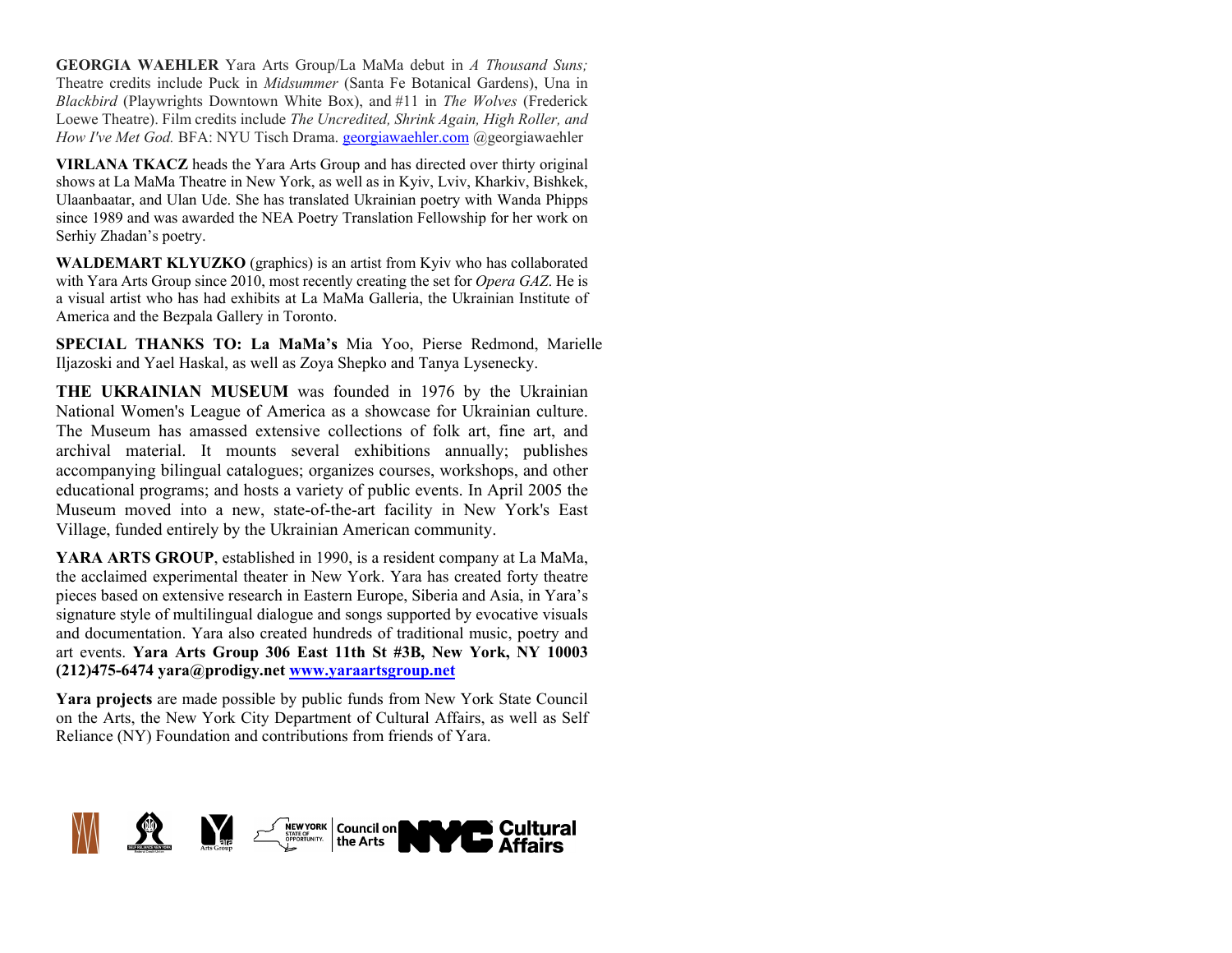**GEORGIA WAEHLER** Yara Arts Group/La MaMa debut in *A Thousand Suns;* Theatre credits include Puck in *Midsummer* (Santa Fe Botanical Gardens), Una in *Blackbird* (Playwrights Downtown White Box), and #11 in *The Wolves* (Frederick Loewe Theatre). Film credits include *The Uncredited, Shrink Again, High Roller, and How I've Met God.* BFA: NYU Tisch Drama. georgiawaehler.com @georgiawaehler

**VIRLANA TKACZ** heads the Yara Arts Group and has directed over thirty original shows at La MaMa Theatre in New York, as well as in Kyiv, Lviv, Kharkiv, Bishkek, Ulaanbaatar, and Ulan Ude. She has translated Ukrainian poetry with Wanda Phipps since 1989 and was awarded the NEA Poetry Translation Fellowship for her work on Serhiy Zhadan's poetry.

**WALDEMART KLYUZKO** (graphics) is an artist from Kyiv who has collaborated with Yara Arts Group since 2010, most recently creating the set for *Opera GAZ*. He is a visual artist who has had exhibits at La MaMa Galleria, the Ukrainian Institute of America and the Bezpala Gallery in Toronto.

**SPECIAL THANKS TO: La MaMa's** Mia Yoo, Pierse Redmond, Marielle Iljazoski and Yael Haskal, as well as Zoya Shepko and Tanya Lysenecky.

**THE UKRAINIAN MUSEUM** was founded in 1976 by the Ukrainian National Women's League of America as a showcase for Ukrainian culture. The Museum has amassed extensive collections of folk art, fine art, and archival material. It mounts several exhibitions annually; publishes accompanying bilingual catalogues; organizes courses, workshops, and other educational programs; and hosts a variety of public events. In April 2005 the Museum moved into a new, state-of-the-art facility in New York's East Village, funded entirely by the Ukrainian American community.

**YARA ARTS GROUP**, established in 1990, is a resident company at La MaMa, the acclaimed experimental theater in New York. Yara has created forty theatre pieces based on extensive research in Eastern Europe, Siberia and Asia, in Yara's signature style of multilingual dialogue and songs supported by evocative visuals and documentation. Yara also created hundreds of traditional music, poetry and art events. **Yara Arts Group 306 East 11th St #3B, New York, NY 10003 (212)475-6474 yara@prodigy.net www.yaraartsgroup.net**

**Yara projects** are made possible by public funds from New York State Council on the Arts, the New York City Department of Cultural Affairs, as well as Self Reliance (NY) Foundation and contributions from friends of Yara.